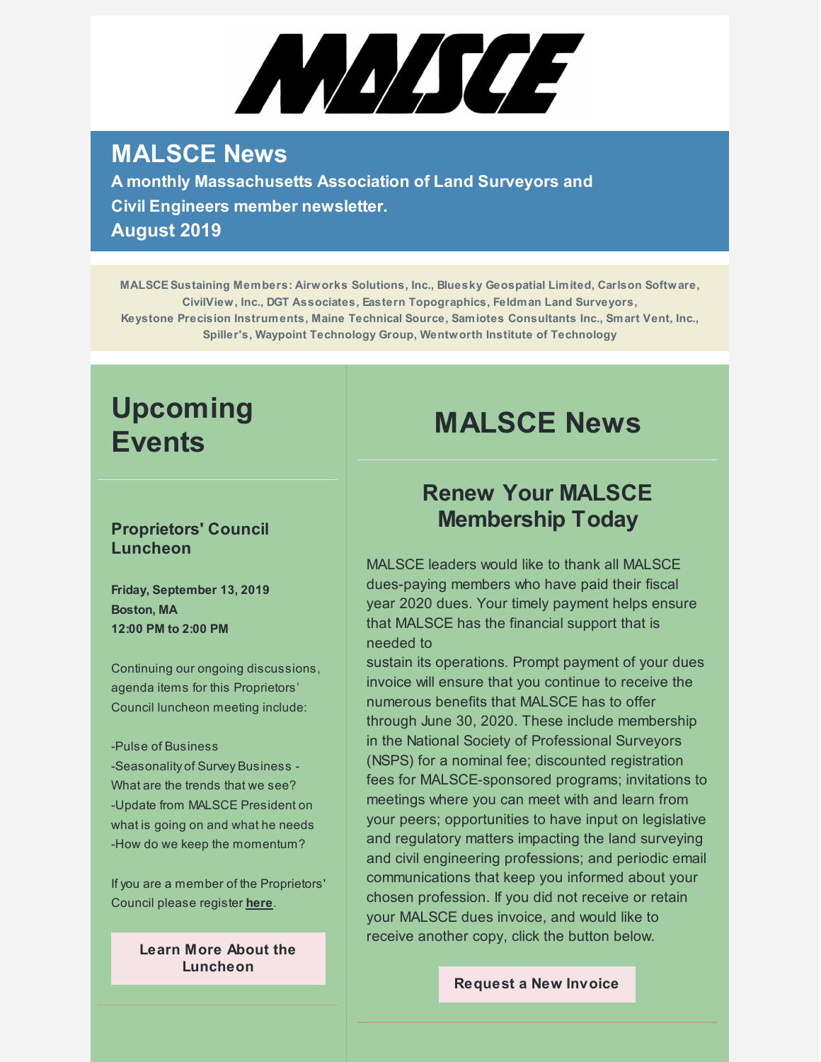# MALSCE

## MALSCE News

**A monthly Massachusetts Association of Land Surveyors and Civil Engineers member newsletter.**
**August 2019**

**MALSCE Sustaining Members: Airworks Solutions, Inc., Bluesky Geospatial Limited, Carlson Software, CivilView, Inc., DGT Associates, Eastern Topographics, Feldman Land Surveyors, Keystone Precision Instruments, Maine Technical Source, Samiotes Consultants Inc., Smart Vent, Inc., Spiller's, Waypoint Technology Group, Wentworth Institute of Technology**

# Upcoming Events

### Proprietors' Council Luncheon

**Friday, September 13, 2019**
**Boston, MA**
**12:00 PM to 2:00 PM**

Continuing our ongoing discussions, agenda items for this Proprietors' Council luncheon meeting include:

-Pulse of Business
-Seasonality of Survey Business - What are the trends that we see?
-Update from MALSCE President on what is going on and what he needs
-How do we keep the momentum?

If you are a member of the Proprietors' Council please register **here**.

**Learn More About the Luncheon**

# MALSCE News

## Renew Your MALSCE Membership Today

MALSCE leaders would like to thank all MALSCE dues-paying members who have paid their fiscal year 2020 dues. Your timely payment helps ensure that MALSCE has the financial support that is needed to sustain its operations. Prompt payment of your dues invoice will ensure that you continue to receive the numerous benefits that MALSCE has to offer through June 30, 2020. These include membership in the National Society of Professional Surveyors (NSPS) for a nominal fee; discounted registration fees for MALSCE-sponsored programs; invitations to meetings where you can meet with and learn from your peers; opportunities to have input on legislative and regulatory matters impacting the land surveying and civil engineering professions; and periodic email communications that keep you informed about your chosen profession. If you did not receive or retain your MALSCE dues invoice, and would like to receive another copy, click the button below.

**Request a New Invoice**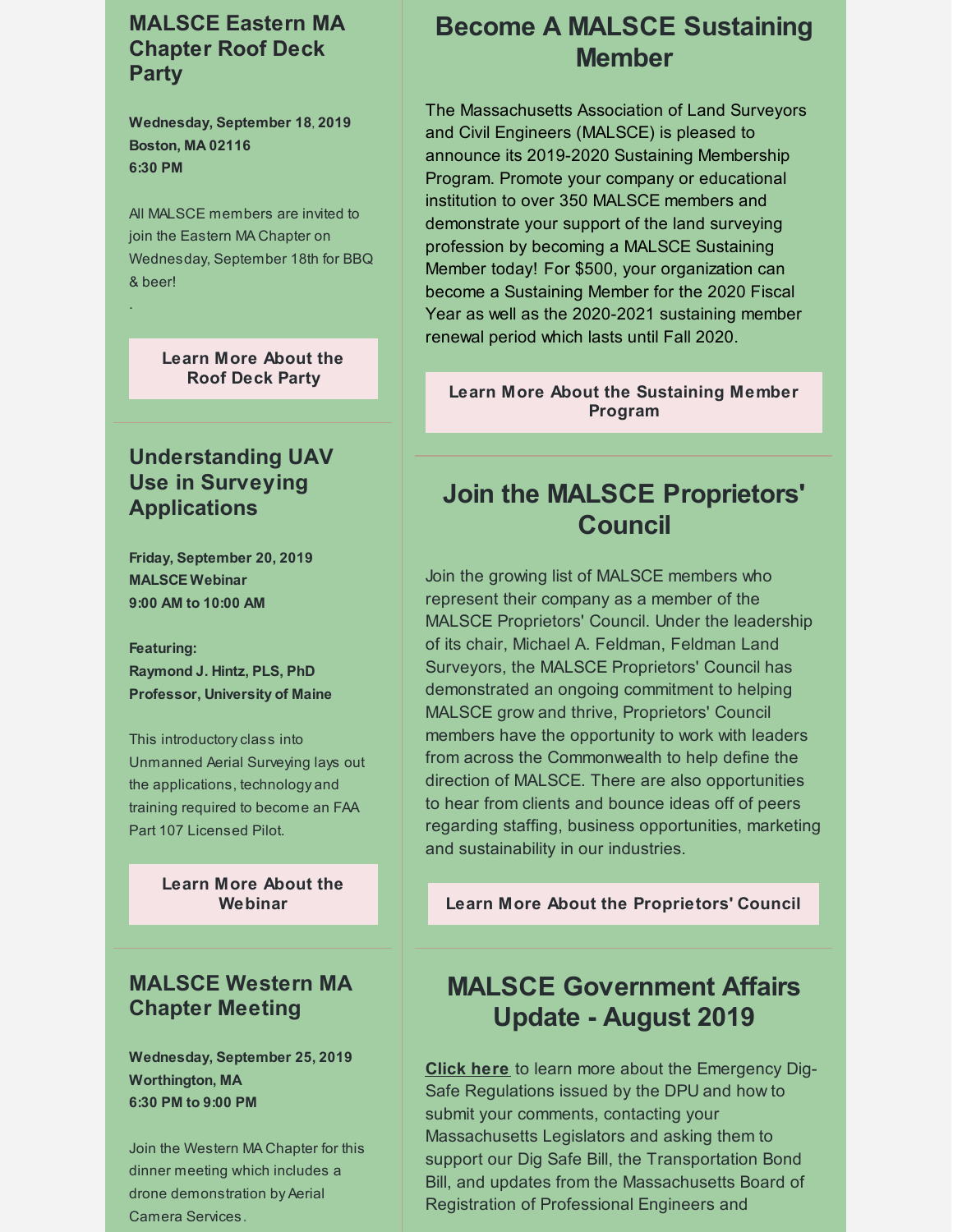## MALSCE Eastern MA Chapter Roof Deck Party

**Wednesday, September 18, 2019**
**Boston, MA 02116**
**6:30 PM**

All MALSCE members are invited to join the Eastern MA Chapter on Wednesday, September 18th for BBQ & beer!

.

**Learn More About the Roof Deck Party**

---

## Understanding UAV Use in Surveying Applications

**Friday, September 20, 2019**
**MALSCE Webinar**
**9:00 AM to 10:00 AM**

**Featuring:**
**Raymond J. Hintz, PLS, PhD**
**Professor, University of Maine**

This introductory class into Unmanned Aerial Surveying lays out the applications, technology and training required to become an FAA Part 107 Licensed Pilot.

**Learn More About the Webinar**

---

## MALSCE Western MA Chapter Meeting

**Wednesday, September 25, 2019**
**Worthington, MA**
**6:30 PM to 9:00 PM**

Join the Western MA Chapter for this dinner meeting which includes a drone demonstration by Aerial Camera Services.

---

## Become A MALSCE Sustaining Member

The Massachusetts Association of Land Surveyors and Civil Engineers (MALSCE) is pleased to announce its 2019-2020 Sustaining Membership Program. Promote your company or educational institution to over 350 MALSCE members and demonstrate your support of the land surveying profession by becoming a MALSCE Sustaining Member today! For $500, your organization can become a Sustaining Member for the 2020 Fiscal Year as well as the 2020-2021 sustaining member renewal period which lasts until Fall 2020.

**Learn More About the Sustaining Member Program**

---

## Join the MALSCE Proprietors' Council

Join the growing list of MALSCE members who represent their company as a member of the MALSCE Proprietors' Council. Under the leadership of its chair, Michael A. Feldman, Feldman Land Surveyors, the MALSCE Proprietors' Council has demonstrated an ongoing commitment to helping MALSCE grow and thrive, Proprietors' Council members have the opportunity to work with leaders from across the Commonwealth to help define the direction of MALSCE. There are also opportunities to hear from clients and bounce ideas off of peers regarding staffing, business opportunities, marketing and sustainability in our industries.

**Learn More About the Proprietors' Council**

---

## MALSCE Government Affairs Update - August 2019

**Click here** to learn more about the Emergency Dig-Safe Regulations issued by the DPU and how to submit your comments, contacting your Massachusetts Legislators and asking them to support our Dig Safe Bill, the Transportation Bond Bill, and updates from the Massachusetts Board of Registration of Professional Engineers and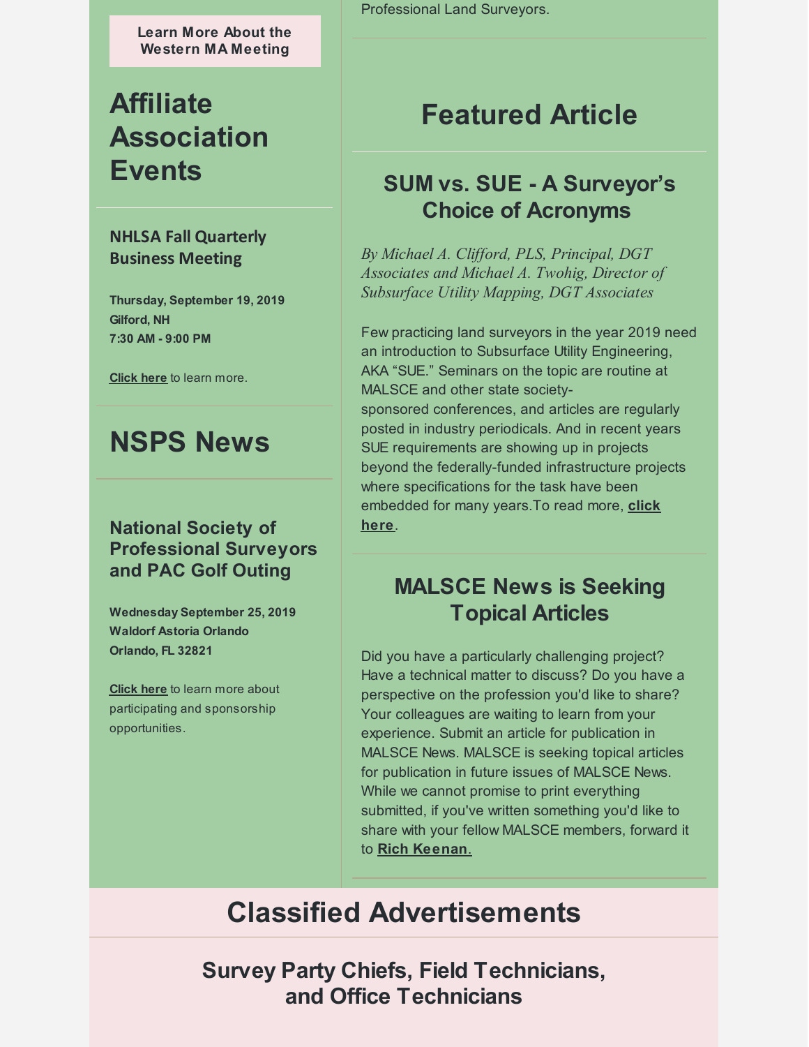**Learn More About the Western MA Meeting**

# Affiliate Association Events

### NHLSA Fall Quarterly Business Meeting

**Thursday, September 19, 2019**
**Gilford, NH**
**7:30 AM - 9:00 PM**

**Click here** to learn more.

# NSPS News

### National Society of Professional Surveyors and PAC Golf Outing

**Wednesday September 25, 2019**
**Waldorf Astoria Orlando**
**Orlando, FL 32821**

**Click here** to learn more about participating and sponsorship opportunities.

Professional Land Surveyors.

# Featured Article

## SUM vs. SUE - A Surveyor's Choice of Acronyms

*By Michael A. Clifford, PLS, Principal, DGT Associates and Michael A. Twohig, Director of Subsurface Utility Mapping, DGT Associates*

Few practicing land surveyors in the year 2019 need an introduction to Subsurface Utility Engineering, AKA "SUE." Seminars on the topic are routine at MALSCE and other state society-sponsored conferences, and articles are regularly posted in industry periodicals. And in recent years SUE requirements are showing up in projects beyond the federally-funded infrastructure projects where specifications for the task have been embedded for many years.To read more, **click here**.

## MALSCE News is Seeking Topical Articles

Did you have a particularly challenging project? Have a technical matter to discuss? Do you have a perspective on the profession you'd like to share? Your colleagues are waiting to learn from your experience. Submit an article for publication in MALSCE News. MALSCE is seeking topical articles for publication in future issues of MALSCE News. While we cannot promise to print everything submitted, if you've written something you'd like to share with your fellow MALSCE members, forward it to **Rich Keenan**.

# Classified Advertisements

## Survey Party Chiefs, Field Technicians, and Office Technicians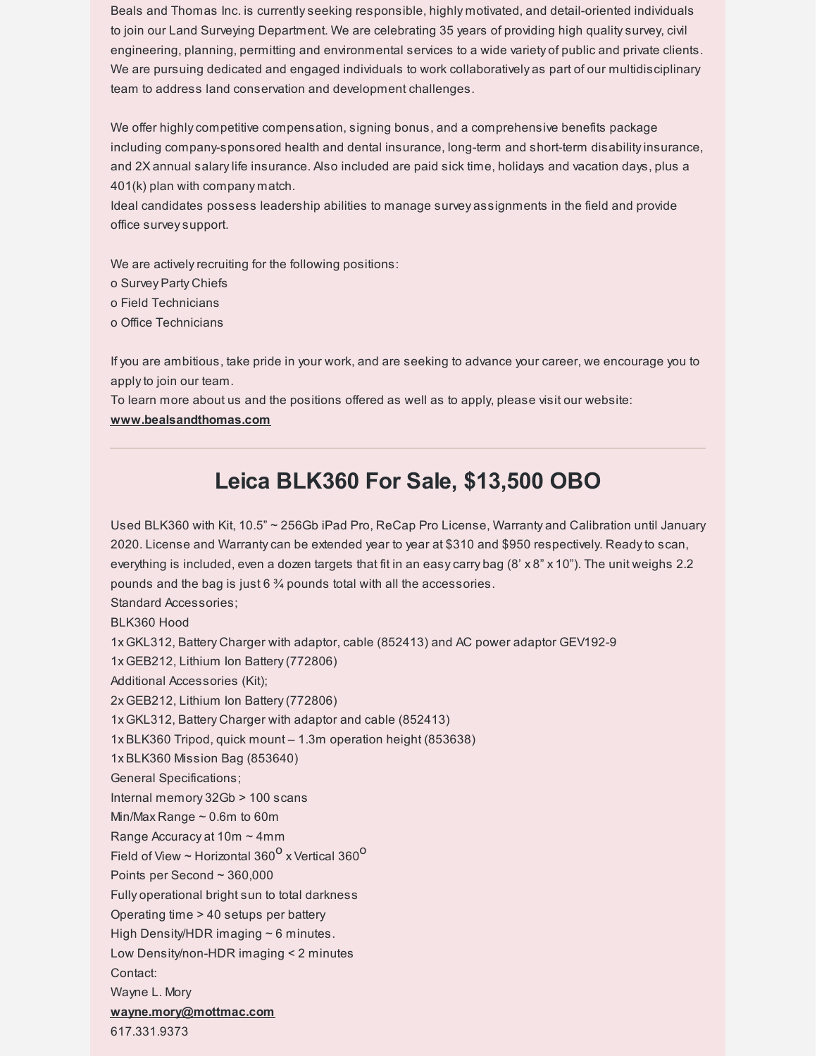Beals and Thomas Inc. is currently seeking responsible, highly motivated, and detail-oriented individuals to join our Land Surveying Department. We are celebrating 35 years of providing high quality survey, civil engineering, planning, permitting and environmental services to a wide variety of public and private clients. We are pursuing dedicated and engaged individuals to work collaboratively as part of our multidisciplinary team to address land conservation and development challenges.

We offer highly competitive compensation, signing bonus, and a comprehensive benefits package including company-sponsored health and dental insurance, long-term and short-term disability insurance, and 2X annual salary life insurance. Also included are paid sick time, holidays and vacation days, plus a 401(k) plan with company match.
Ideal candidates possess leadership abilities to manage survey assignments in the field and provide office survey support.

We are actively recruiting for the following positions:
o Survey Party Chiefs
o Field Technicians
o Office Technicians

If you are ambitious, take pride in your work, and are seeking to advance your career, we encourage you to apply to join our team.
To learn more about us and the positions offered as well as to apply, please visit our website:
**www.bealsandthomas.com**

---

## Leica BLK360 For Sale, $13,500 OBO

Used BLK360 with Kit, 10.5" ~ 256Gb iPad Pro, ReCap Pro License, Warranty and Calibration until January 2020. License and Warranty can be extended year to year at $310 and $950 respectively. Ready to scan, everything is included, even a dozen targets that fit in an easy carry bag (8' x 8" x 10"). The unit weighs 2.2 pounds and the bag is just 6 ¾ pounds total with all the accessories.
Standard Accessories;
BLK360 Hood
1x GKL312, Battery Charger with adaptor, cable (852413) and AC power adaptor GEV192-9
1x GEB212, Lithium Ion Battery (772806)
Additional Accessories (Kit);
2x GEB212, Lithium Ion Battery (772806)
1x GKL312, Battery Charger with adaptor and cable (852413)
1x BLK360 Tripod, quick mount – 1.3m operation height (853638)
1x BLK360 Mission Bag (853640)
General Specifications;
Internal memory 32Gb > 100 scans
Min/Max Range ~ 0.6m to 60m
Range Accuracy at 10m ~ 4mm
Field of View ~ Horizontal 360° x Vertical 360°
Points per Second ~ 360,000
Fully operational bright sun to total darkness
Operating time > 40 setups per battery
High Density/HDR imaging ~ 6 minutes.
Low Density/non-HDR imaging < 2 minutes
Contact:
Wayne L. Mory
**wayne.mory@mottmac.com**
617.331.9373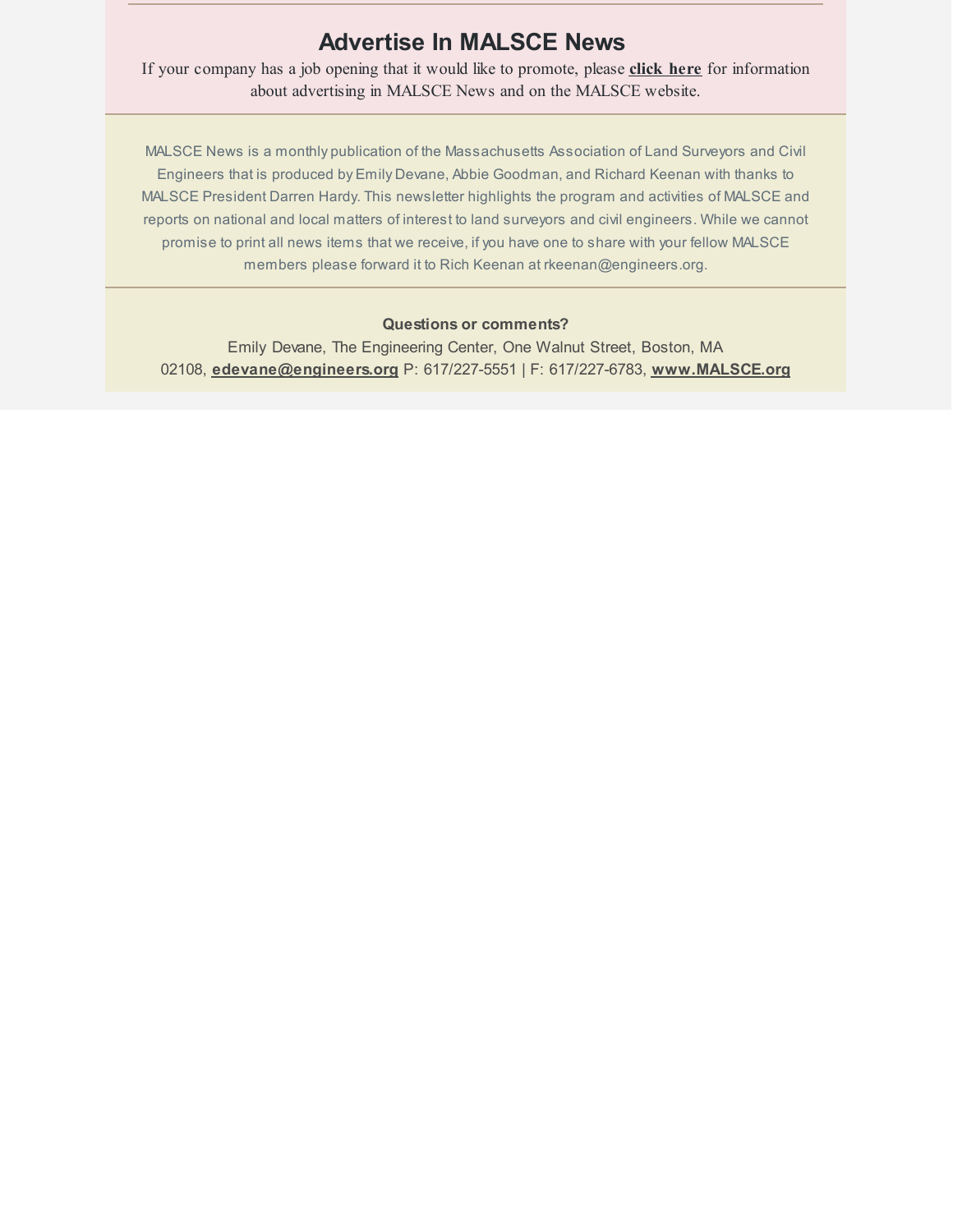## Advertise In MALSCE News

If your company has a job opening that it would like to promote, please **click here** for information about advertising in MALSCE News and on the MALSCE website.

---

MALSCE News is a monthly publication of the Massachusetts Association of Land Surveyors and Civil Engineers that is produced by Emily Devane, Abbie Goodman, and Richard Keenan with thanks to MALSCE President Darren Hardy. This newsletter highlights the program and activities of MALSCE and reports on national and local matters of interest to land surveyors and civil engineers. While we cannot promise to print all news items that we receive, if you have one to share with your fellow MALSCE members please forward it to Rich Keenan at rkeenan@engineers.org.

---

**Questions or comments?**

Emily Devane, The Engineering Center, One Walnut Street, Boston, MA 02108, **edevane@engineers.org** P: 617/227-5551 | F: 617/227-6783, **www.MALSCE.org**